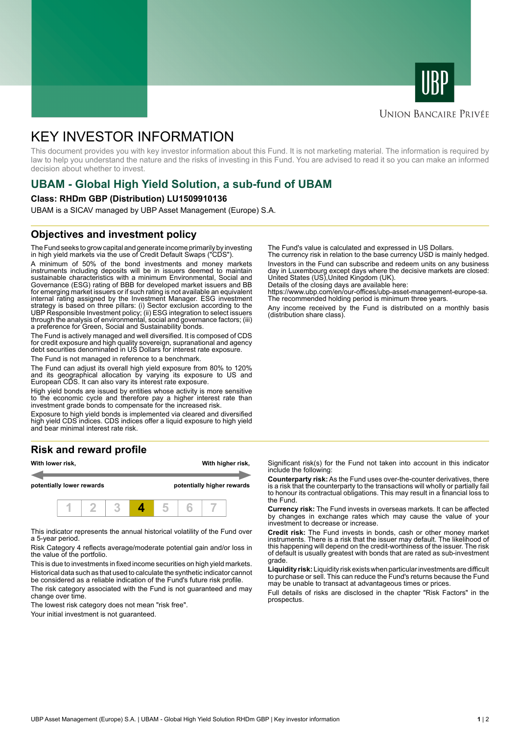UBP

Union Bancaire Privée

# KEY INVESTOR INFORMATION

This document provides you with key investor information about this Fund. It is not marketing material. The information is required by law to help you understand the nature and the risks of investing in this Fund. You are advised to read it so you can make an informed decision about whether to invest.

## UBAM - Global High Yield Solution, a sub-fund of UBAM

**Class: RHDm GBP (Distribution) LU1509910136**

UBAM is a SICAV managed by UBP Asset Management (Europe) S.A.

## Objectives and investment policy

The Fund seeks to grow capital and generate income primarily by investing in high yield markets via the use of Credit Default Swaps ("CDS").

A minimum of 50% of the bond investments and money markets instruments including deposits will be in issuers deemed to maintain sustainable characteristics with a minimum Environmental, Social and Governance (ESG) rating of BBB for developed market issuers and BB for emerging market issuers or if such rating is not available an equivalent internal rating assigned by the Investment Manager. ESG investment strategy is based on three pillars: (i) Sector exclusion according to the UBP Responsible Investment policy; (ii) ESG integration to select issuers through the analysis of environmental, social and governance factors; (iii) a preference for Green, Social and Sustainability bonds.

The Fund is actively managed and well diversified. It is composed of CDS for credit exposure and high quality sovereign, supranational and agency debt securities denominated in US Dollars for interest rate exposure.

The Fund is not managed in reference to a benchmark.

The Fund can adjust its overall high yield exposure from 80% to 120% and its geographical allocation by varying its exposure to US and European CDS. It can also vary its interest rate exposure.

High yield bonds are issued by entities whose activity is more sensitive to the economic cycle and therefore pay a higher interest rate than investment grade bonds to compensate for the increased risk.

Exposure to high yield bonds is implemented via cleared and diversified high yield CDS indices. CDS indices offer a liquid exposure to high yield and bear minimal interest rate risk.

The Fund's value is calculated and expressed in US Dollars.
The currency risk in relation to the base currency USD is mainly hedged.

Investors in the Fund can subscribe and redeem units on any business day in Luxembourg except days where the decisive markets are closed: United States (US),United Kingdom (UK).
Details of the closing days are available here:
https://www.ubp.com/en/our-offices/ubp-asset-management-europe-sa.
The recommended holding period is minimum three years.

Any income received by the Fund is distributed on a monthly basis (distribution share class).

## Risk and reward profile

**With lower risk,** — **With higher risk,**

**potentially lower rewards** — **potentially higher rewards**

| 1 | 2 | 3 | **4** | 5 | 6 | 7 |
|---|---|---|---|---|---|---|

This indicator represents the annual historical volatility of the Fund over a 5-year period.

Risk Category 4 reflects average/moderate potential gain and/or loss in the value of the portfolio.

This is due to investments in fixed income securities on high yield markets.

Historical data such as that used to calculate the synthetic indicator cannot be considered as a reliable indication of the Fund's future risk profile.

The risk category associated with the Fund is not guaranteed and may change over time.

The lowest risk category does not mean "risk free".

Your initial investment is not guaranteed.

Significant risk(s) for the Fund not taken into account in this indicator include the following:

**Counterparty risk:** As the Fund uses over-the-counter derivatives, there is a risk that the counterparty to the transactions will wholly or partially fail to honour its contractual obligations. This may result in a financial loss to the Fund.

**Currency risk:** The Fund invests in overseas markets. It can be affected by changes in exchange rates which may cause the value of your investment to decrease or increase.

**Credit risk:** The Fund invests in bonds, cash or other money market instruments. There is a risk that the issuer may default. The likelihood of this happening will depend on the credit-worthiness of the issuer. The risk of default is usually greatest with bonds that are rated as sub-investment grade.

**Liquidity risk:** Liquidity risk exists when particular investments are difficult to purchase or sell. This can reduce the Fund's returns because the Fund may be unable to transact at advantageous times or prices.

Full details of risks are disclosed in the chapter "Risk Factors" in the prospectus.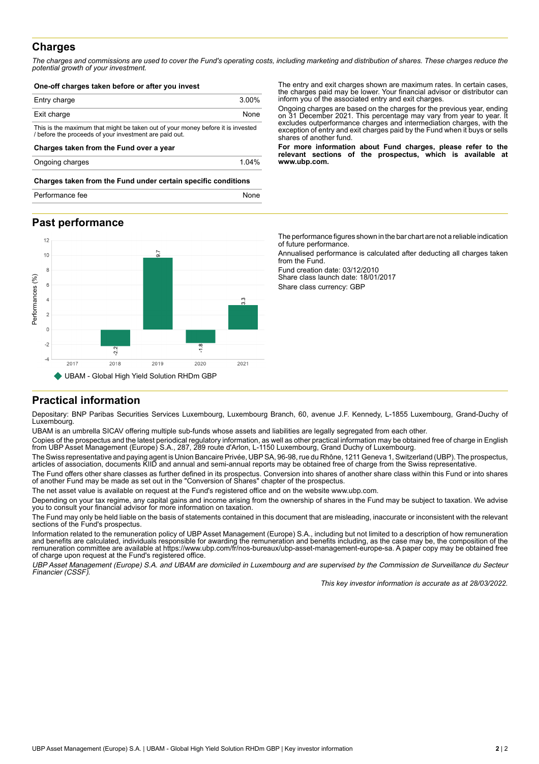## Charges

*The charges and commissions are used to cover the Fund's operating costs, including marketing and distribution of shares. These charges reduce the potential growth of your investment.*

| One-off charges taken before or after you invest | |
|---|---|
| Entry charge | 3.00% |
| Exit charge | None |

This is the maximum that might be taken out of your money before it is invested / before the proceeds of your investment are paid out.

| Charges taken from the Fund over a year | |
|---|---|
| Ongoing charges | 1.04% |

| Charges taken from the Fund under certain specific conditions | |
|---|---|
| Performance fee | None |

The entry and exit charges shown are maximum rates. In certain cases, the charges paid may be lower. Your financial advisor or distributor can inform you of the associated entry and exit charges.

Ongoing charges are based on the charges for the previous year, ending on 31 December 2021. This percentage may vary from year to year. It excludes outperformance charges and intermediation charges, with the exception of entry and exit charges paid by the Fund when it buys or sells shares of another fund.

**For more information about Fund charges, please refer to the relevant sections of the prospectus, which is available at www.ubp.com.**

## Past performance

Performances (%)

12
10
8
6
4
2
0
-2
-4

2017 2018 2019 2020 2021

-2.2 9.7 -1.8 3.3

UBAM - Global High Yield Solution RHDm GBP

The performance figures shown in the bar chart are not a reliable indication of future performance.

Annualised performance is calculated after deducting all charges taken from the Fund.

Fund creation date: 03/12/2010
Share class launch date: 18/01/2017
Share class currency: GBP

## Practical information

Depositary: BNP Paribas Securities Services Luxembourg, Luxembourg Branch, 60, avenue J.F. Kennedy, L-1855 Luxembourg, Grand-Duchy of Luxembourg.

UBAM is an umbrella SICAV offering multiple sub-funds whose assets and liabilities are legally segregated from each other.

Copies of the prospectus and the latest periodical regulatory information, as well as other practical information may be obtained free of charge in English from UBP Asset Management (Europe) S.A., 287, 289 route d'Arlon, L-1150 Luxembourg, Grand Duchy of Luxembourg.

The Swiss representative and paying agent is Union Bancaire Privée, UBP SA, 96-98, rue du Rhône, 1211 Geneva 1, Switzerland (UBP). The prospectus, articles of association, documents KIID and annual and semi-annual reports may be obtained free of charge from the Swiss representative.

The Fund offers other share classes as further defined in its prospectus. Conversion into shares of another share class within this Fund or into shares of another Fund may be made as set out in the "Conversion of Shares" chapter of the prospectus.

The net asset value is available on request at the Fund's registered office and on the website www.ubp.com.

Depending on your tax regime, any capital gains and income arising from the ownership of shares in the Fund may be subject to taxation. We advise you to consult your financial advisor for more information on taxation.

The Fund may only be held liable on the basis of statements contained in this document that are misleading, inaccurate or inconsistent with the relevant sections of the Fund's prospectus.

Information related to the remuneration policy of UBP Asset Management (Europe) S.A., including but not limited to a description of how remuneration and benefits are calculated, individuals responsible for awarding the remuneration and benefits including, as the case may be, the composition of the remuneration committee are available at https://www.ubp.com/fr/nos-bureaux/ubp-asset-management-europe-sa. A paper copy may be obtained free of charge upon request at the Fund's registered office.

*UBP Asset Management (Europe) S.A. and UBAM are domiciled in Luxembourg and are supervised by the Commission de Surveillance du Secteur Financier (CSSF).*

*This key investor information is accurate as at 28/03/2022.*